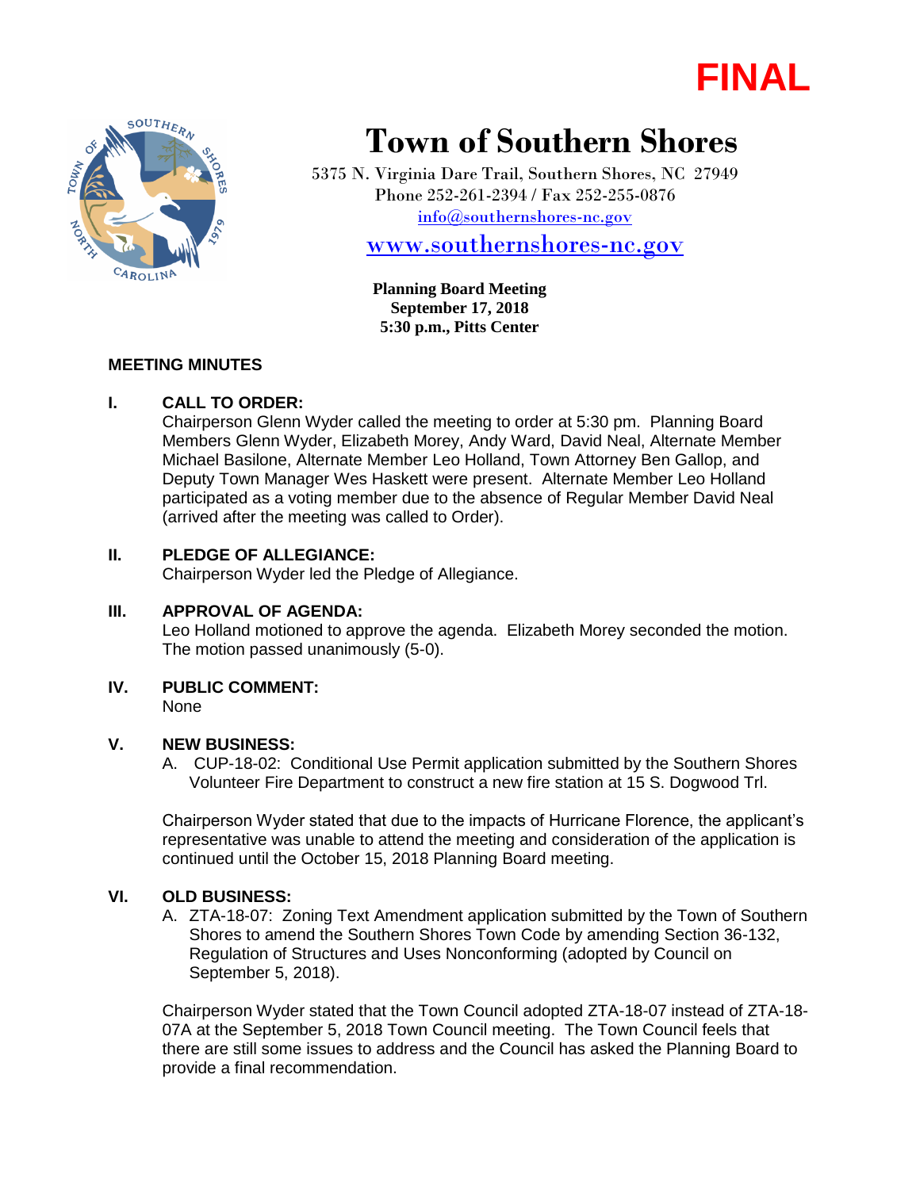**FINAL**

# Town of Southern Shores

5375 N. Virginia Dare Trail, Southern Shores, NC 27949
Phone 252-261-2394 / Fax 252-255-0876
info@southernshores-nc.gov

www.southernshores-nc.gov

**Planning Board Meeting**
**September 17, 2018**
**5:30 p.m., Pitts Center**

## MEETING MINUTES

### I. CALL TO ORDER:

Chairperson Glenn Wyder called the meeting to order at 5:30 pm. Planning Board Members Glenn Wyder, Elizabeth Morey, Andy Ward, David Neal, Alternate Member Michael Basilone, Alternate Member Leo Holland, Town Attorney Ben Gallop, and Deputy Town Manager Wes Haskett were present. Alternate Member Leo Holland participated as a voting member due to the absence of Regular Member David Neal (arrived after the meeting was called to Order).

### II. PLEDGE OF ALLEGIANCE:

Chairperson Wyder led the Pledge of Allegiance.

### III. APPROVAL OF AGENDA:

Leo Holland motioned to approve the agenda. Elizabeth Morey seconded the motion. The motion passed unanimously (5-0).

### IV. PUBLIC COMMENT:

None

### V. NEW BUSINESS:

A. CUP-18-02: Conditional Use Permit application submitted by the Southern Shores Volunteer Fire Department to construct a new fire station at 15 S. Dogwood Trl.

Chairperson Wyder stated that due to the impacts of Hurricane Florence, the applicant's representative was unable to attend the meeting and consideration of the application is continued until the October 15, 2018 Planning Board meeting.

### VI. OLD BUSINESS:

A. ZTA-18-07: Zoning Text Amendment application submitted by the Town of Southern Shores to amend the Southern Shores Town Code by amending Section 36-132, Regulation of Structures and Uses Nonconforming (adopted by Council on September 5, 2018).

Chairperson Wyder stated that the Town Council adopted ZTA-18-07 instead of ZTA-18-07A at the September 5, 2018 Town Council meeting. The Town Council feels that there are still some issues to address and the Council has asked the Planning Board to provide a final recommendation.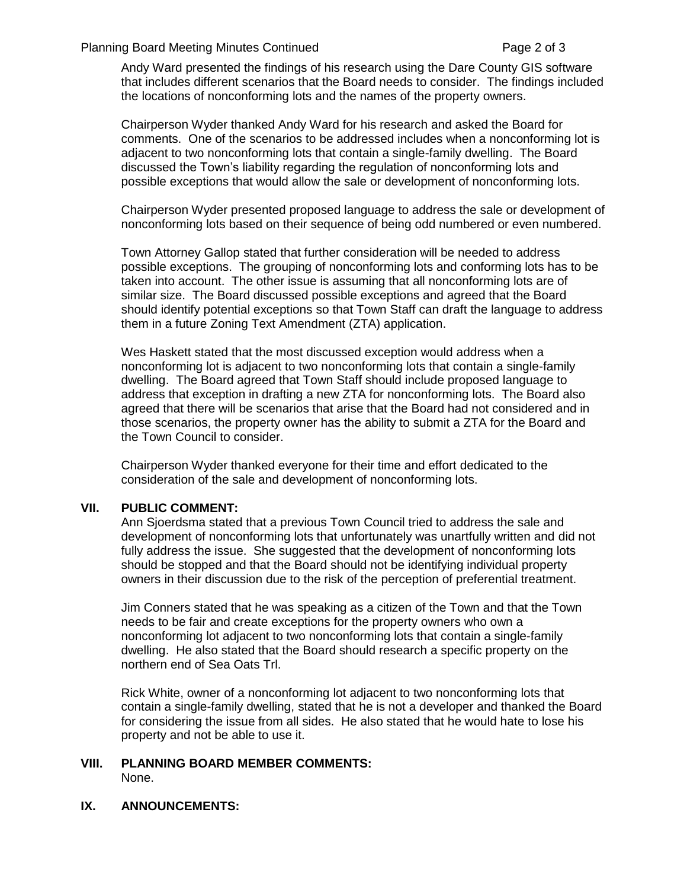Andy Ward presented the findings of his research using the Dare County GIS software that includes different scenarios that the Board needs to consider. The findings included the locations of nonconforming lots and the names of the property owners.

Chairperson Wyder thanked Andy Ward for his research and asked the Board for comments. One of the scenarios to be addressed includes when a nonconforming lot is adjacent to two nonconforming lots that contain a single-family dwelling. The Board discussed the Town's liability regarding the regulation of nonconforming lots and possible exceptions that would allow the sale or development of nonconforming lots.

Chairperson Wyder presented proposed language to address the sale or development of nonconforming lots based on their sequence of being odd numbered or even numbered.

Town Attorney Gallop stated that further consideration will be needed to address possible exceptions. The grouping of nonconforming lots and conforming lots has to be taken into account. The other issue is assuming that all nonconforming lots are of similar size. The Board discussed possible exceptions and agreed that the Board should identify potential exceptions so that Town Staff can draft the language to address them in a future Zoning Text Amendment (ZTA) application.

Wes Haskett stated that the most discussed exception would address when a nonconforming lot is adjacent to two nonconforming lots that contain a single-family dwelling. The Board agreed that Town Staff should include proposed language to address that exception in drafting a new ZTA for nonconforming lots. The Board also agreed that there will be scenarios that arise that the Board had not considered and in those scenarios, the property owner has the ability to submit a ZTA for the Board and the Town Council to consider.

Chairperson Wyder thanked everyone for their time and effort dedicated to the consideration of the sale and development of nonconforming lots.

## VII. PUBLIC COMMENT:

Ann Sjoerdsma stated that a previous Town Council tried to address the sale and development of nonconforming lots that unfortunately was unartfully written and did not fully address the issue. She suggested that the development of nonconforming lots should be stopped and that the Board should not be identifying individual property owners in their discussion due to the risk of the perception of preferential treatment.

Jim Conners stated that he was speaking as a citizen of the Town and that the Town needs to be fair and create exceptions for the property owners who own a nonconforming lot adjacent to two nonconforming lots that contain a single-family dwelling. He also stated that the Board should research a specific property on the northern end of Sea Oats Trl.

Rick White, owner of a nonconforming lot adjacent to two nonconforming lots that contain a single-family dwelling, stated that he is not a developer and thanked the Board for considering the issue from all sides. He also stated that he would hate to lose his property and not be able to use it.

## VIII. PLANNING BOARD MEMBER COMMENTS:

None.

## IX. ANNOUNCEMENTS: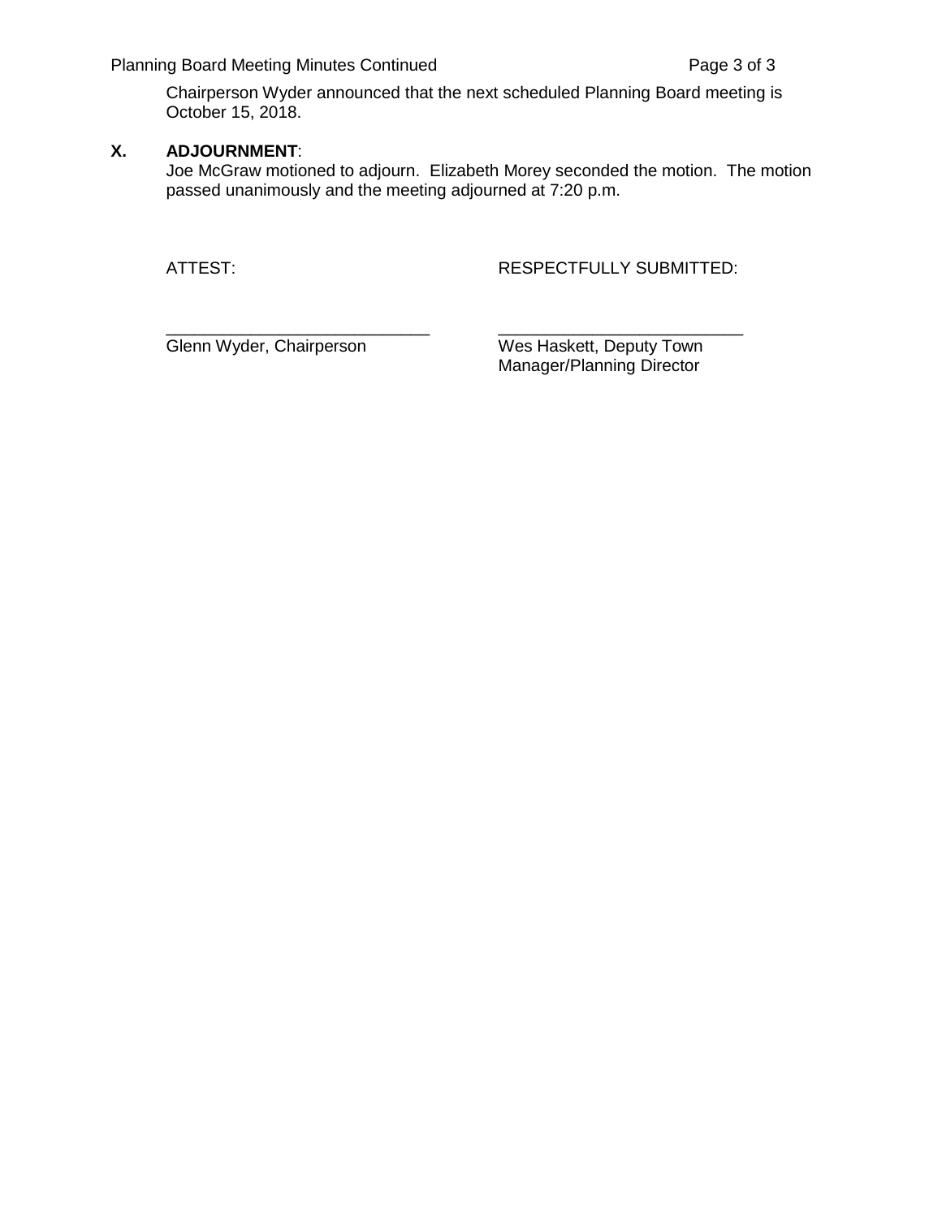Chairperson Wyder announced that the next scheduled Planning Board meeting is October 15, 2018.

## X. ADJOURNMENT:

Joe McGraw motioned to adjourn. Elizabeth Morey seconded the motion. The motion passed unanimously and the meeting adjourned at 7:20 p.m.

ATTEST:

\_\_\_\_\_\_\_\_\_\_\_\_\_\_\_\_\_\_\_\_\_\_\_\_\_\_\_\_

Glenn Wyder, Chairperson

RESPECTFULLY SUBMITTED:

\_\_\_\_\_\_\_\_\_\_\_\_\_\_\_\_\_\_\_\_\_\_\_\_\_\_\_\_

Wes Haskett, Deputy Town Manager/Planning Director